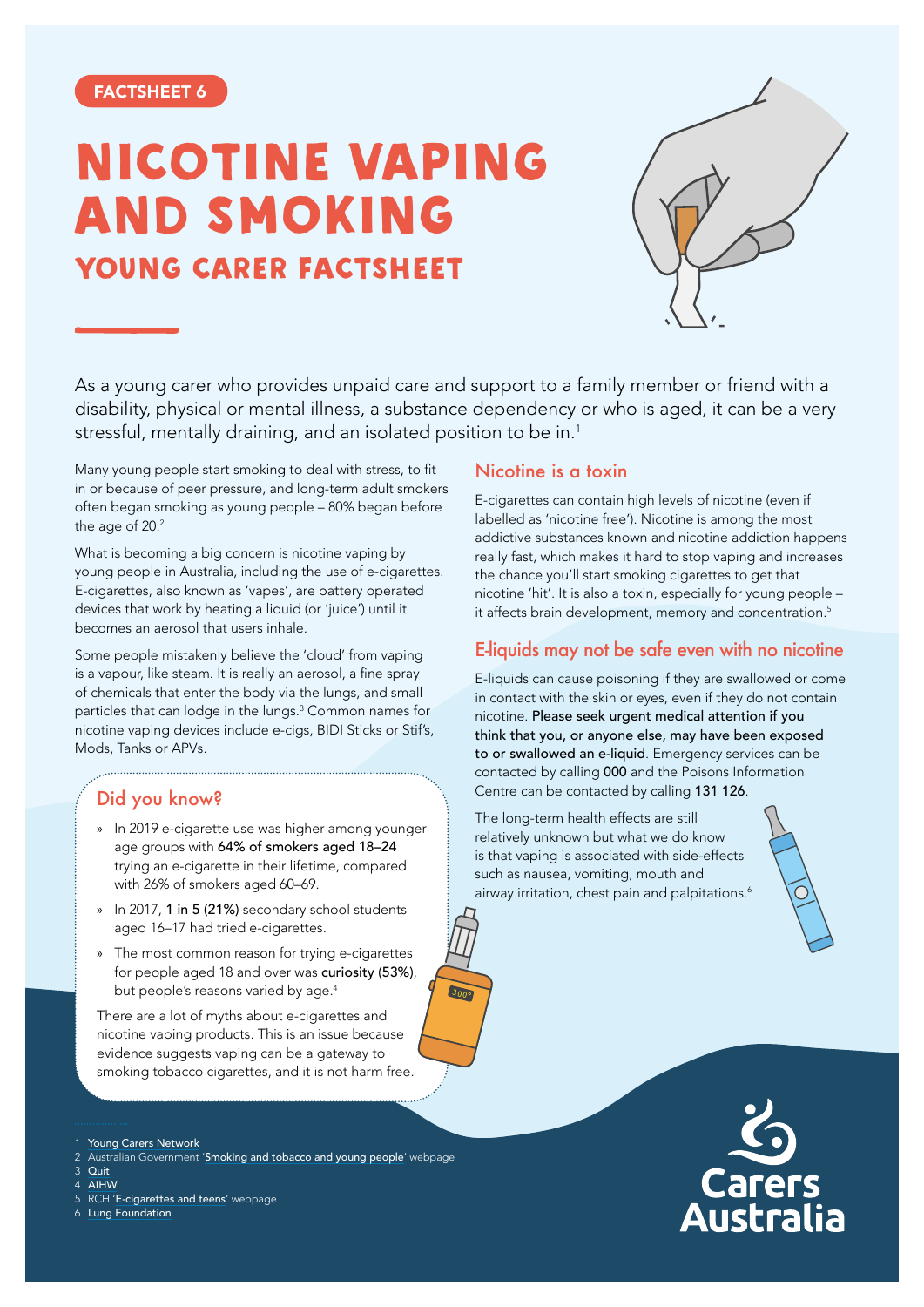FACTSHEET 6

# NICOTINE VAPING AND SMOKING

## YOUNG CARER FACTSHEET

As a young carer who provides unpaid care and support to a family member or friend with a disability, physical or mental illness, a substance dependency or who is aged, it can be a very stressful, mentally draining, and an isolated position to be in.[1]

Many young people start smoking to deal with stress, to fit in or because of peer pressure, and long-term adult smokers often began smoking as young people – 80% began before the age of 20.[2]

What is becoming a big concern is nicotine vaping by young people in Australia, including the use of e-cigarettes. E-cigarettes, also known as 'vapes', are battery operated devices that work by heating a liquid (or 'juice') until it becomes an aerosol that users inhale.

Some people mistakenly believe the 'cloud' from vaping is a vapour, like steam. It is really an aerosol, a fine spray of chemicals that enter the body via the lungs, and small particles that can lodge in the lungs.[3] Common names for nicotine vaping devices include e-cigs, BIDI Sticks or Stif's, Mods, Tanks or APVs.

### Did you know?

- In 2019 e-cigarette use was higher among younger age groups with **64% of smokers aged 18–24** trying an e-cigarette in their lifetime, compared with 26% of smokers aged 60–69.
- In 2017, **1 in 5 (21%)** secondary school students aged 16–17 had tried e-cigarettes.
- The most common reason for trying e-cigarettes for people aged 18 and over was **curiosity (53%)**, but people's reasons varied by age.[4]

There are a lot of myths about e-cigarettes and nicotine vaping products. This is an issue because evidence suggests vaping can be a gateway to smoking tobacco cigarettes, and it is not harm free.

### Nicotine is a toxin

E-cigarettes can contain high levels of nicotine (even if labelled as 'nicotine free'). Nicotine is among the most addictive substances known and nicotine addiction happens really fast, which makes it hard to stop vaping and increases the chance you'll start smoking cigarettes to get that nicotine 'hit'. It is also a toxin, especially for young people – it affects brain development, memory and concentration.[5]

### E-liquids may not be safe even with no nicotine

E-liquids can cause poisoning if they are swallowed or come in contact with the skin or eyes, even if they do not contain nicotine. **Please seek urgent medical attention if you think that you, or anyone else, may have been exposed to or swallowed an e-liquid**. Emergency services can be contacted by calling **000** and the Poisons Information Centre can be contacted by calling **131 126**.

The long-term health effects are still relatively unknown but what we do know is that vaping is associated with side-effects such as nausea, vomiting, mouth and airway irritation, chest pain and palpitations.[6]

1. Young Carers Network
2. Australian Government 'Smoking and tobacco and young people' webpage
3. Quit
4. AIHW
5. RCH 'E-cigarettes and teens' webpage
6. Lung Foundation

Carers Australia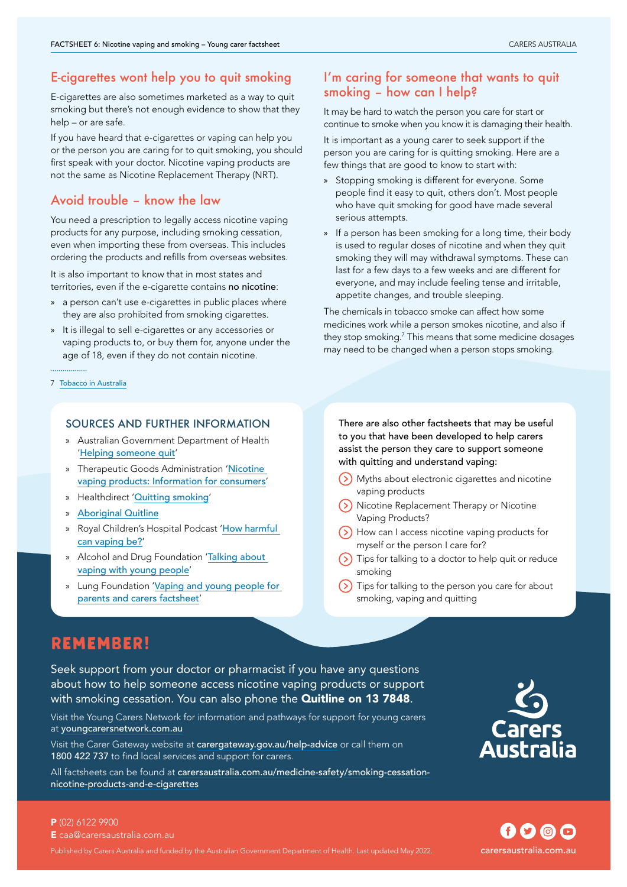## E-cigarettes wont help you to quit smoking

E-cigarettes are also sometimes marketed as a way to quit smoking but there's not enough evidence to show that they help – or are safe.

If you have heard that e-cigarettes or vaping can help you or the person you are caring for to quit smoking, you should first speak with your doctor. Nicotine vaping products are not the same as Nicotine Replacement Therapy (NRT).

## Avoid trouble – know the law

You need a prescription to legally access nicotine vaping products for any purpose, including smoking cessation, even when importing these from overseas. This includes ordering the products and refills from overseas websites.

It is also important to know that in most states and territories, even if the e-cigarette contains **no nicotine**:

- a person can't use e-cigarettes in public places where they are also prohibited from smoking cigarettes.
- It is illegal to sell e-cigarettes or any accessories or vaping products to, or buy them for, anyone under the age of 18, even if they do not contain nicotine.

## I'm caring for someone that wants to quit smoking – how can I help?

It may be hard to watch the person you care for start or continue to smoke when you know it is damaging their health.

It is important as a young carer to seek support if the person you are caring for is quitting smoking. Here are a few things that are good to know to start with:

- Stopping smoking is different for everyone. Some people find it easy to quit, others don't. Most people who have quit smoking for good have made several serious attempts.
- If a person has been smoking for a long time, their body is used to regular doses of nicotine and when they quit smoking they will may withdrawal symptoms. These can last for a few days to a few weeks and are different for everyone, and may include feeling tense and irritable, appetite changes, and trouble sleeping.

The chemicals in tobacco smoke can affect how some medicines work while a person smokes nicotine, and also if they stop smoking.[7] This means that some medicine dosages may need to be changed when a person stops smoking.

7 Tobacco in Australia

### SOURCES AND FURTHER INFORMATION

- Australian Government Department of Health 'Helping someone quit'
- Therapeutic Goods Administration 'Nicotine vaping products: Information for consumers'
- Healthdirect 'Quitting smoking'
- Aboriginal Quitline
- Royal Children's Hospital Podcast 'How harmful can vaping be?'
- Alcohol and Drug Foundation 'Talking about vaping with young people'
- Lung Foundation 'Vaping and young people for parents and carers factsheet'

There are also other factsheets that may be useful to you that have been developed to help carers assist the person they care to support someone with quitting and understand vaping:

- Myths about electronic cigarettes and nicotine vaping products
- Nicotine Replacement Therapy or Nicotine Vaping Products?
- How can I access nicotine vaping products for myself or the person I care for?
- Tips for talking to a doctor to help quit or reduce smoking
- Tips for talking to the person you care for about smoking, vaping and quitting

## REMEMBER!

Seek support from your doctor or pharmacist if you have any questions about how to help someone access nicotine vaping products or support with smoking cessation. You can also phone the **Quitline on 13 7848**.

Visit the Young Carers Network for information and pathways for support for young carers at youngcarersnetwork.com.au

Visit the Carer Gateway website at carergateway.gov.au/help-advice or call them on 1800 422 737 to find local services and support for carers.

All factsheets can be found at carersaustralia.com.au/medicine-safety/smoking-cessation-nicotine-products-and-e-cigarettes

Carers Australia

**P** (02) 6122 9900
**E** caa@carersaustralia.com.au

Published by Carers Australia and funded by the Australian Government Department of Health. Last updated May 2022.

carersaustralia.com.au